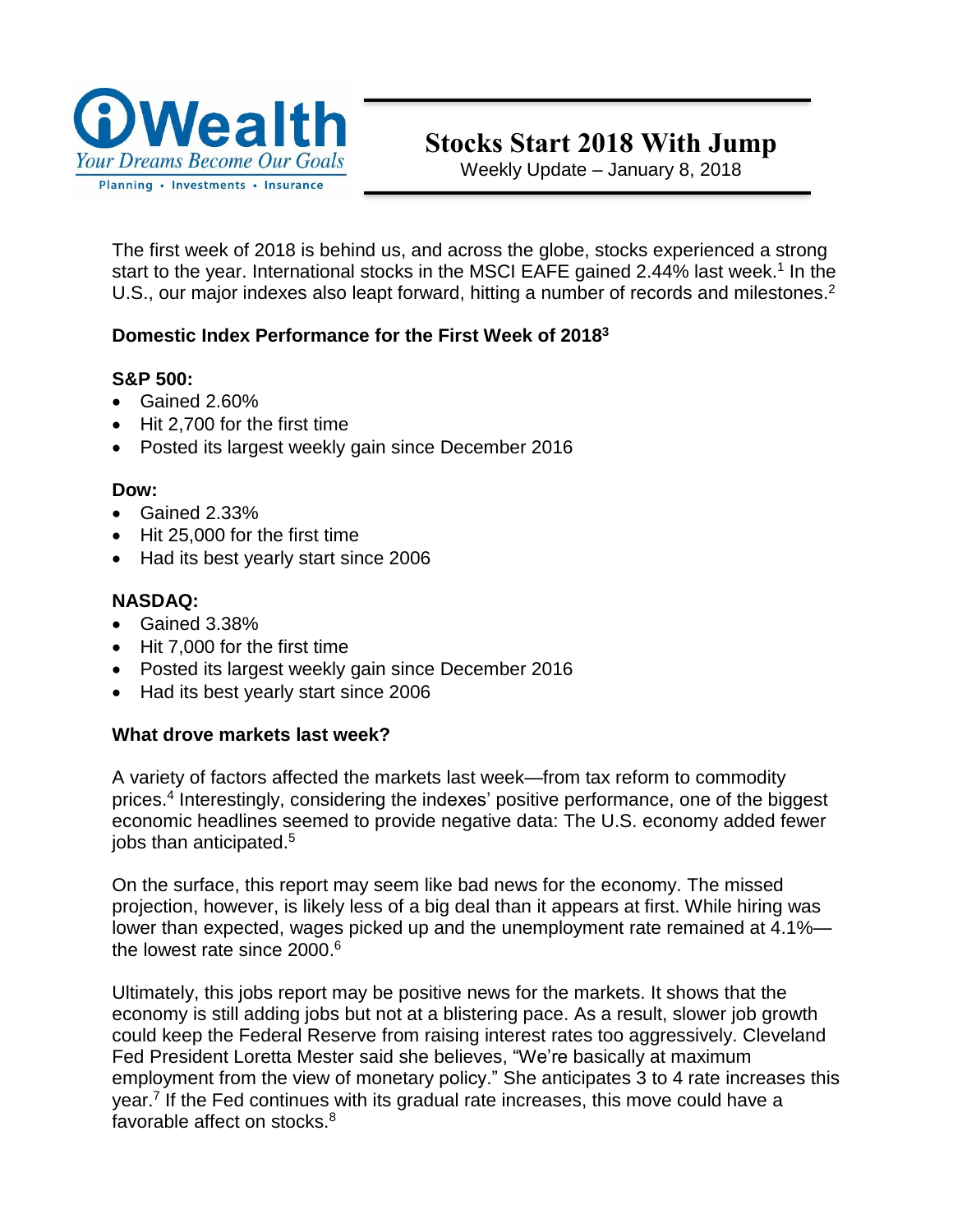iWealth

*Your Dreams Become Our Goals*

Planning • Investments • Insurance

# Stocks Start 2018 With Jump

Weekly Update – January 8, 2018

The first week of 2018 is behind us, and across the globe, stocks experienced a strong start to the year. International stocks in the MSCI EAFE gained 2.44% last week.[1] In the U.S., our major indexes also leapt forward, hitting a number of records and milestones.[2]

### Domestic Index Performance for the First Week of 2018[3]

**S&P 500:**

- Gained 2.60%
- Hit 2,700 for the first time
- Posted its largest weekly gain since December 2016

**Dow:**

- Gained 2.33%
- Hit 25,000 for the first time
- Had its best yearly start since 2006

**NASDAQ:**

- Gained 3.38%
- Hit 7,000 for the first time
- Posted its largest weekly gain since December 2016
- Had its best yearly start since 2006

### What drove markets last week?

A variety of factors affected the markets last week—from tax reform to commodity prices.[4] Interestingly, considering the indexes' positive performance, one of the biggest economic headlines seemed to provide negative data: The U.S. economy added fewer jobs than anticipated.[5]

On the surface, this report may seem like bad news for the economy. The missed projection, however, is likely less of a big deal than it appears at first. While hiring was lower than expected, wages picked up and the unemployment rate remained at 4.1%—the lowest rate since 2000.[6]

Ultimately, this jobs report may be positive news for the markets. It shows that the economy is still adding jobs but not at a blistering pace. As a result, slower job growth could keep the Federal Reserve from raising interest rates too aggressively. Cleveland Fed President Loretta Mester said she believes, "We're basically at maximum employment from the view of monetary policy." She anticipates 3 to 4 rate increases this year.[7] If the Fed continues with its gradual rate increases, this move could have a favorable affect on stocks.[8]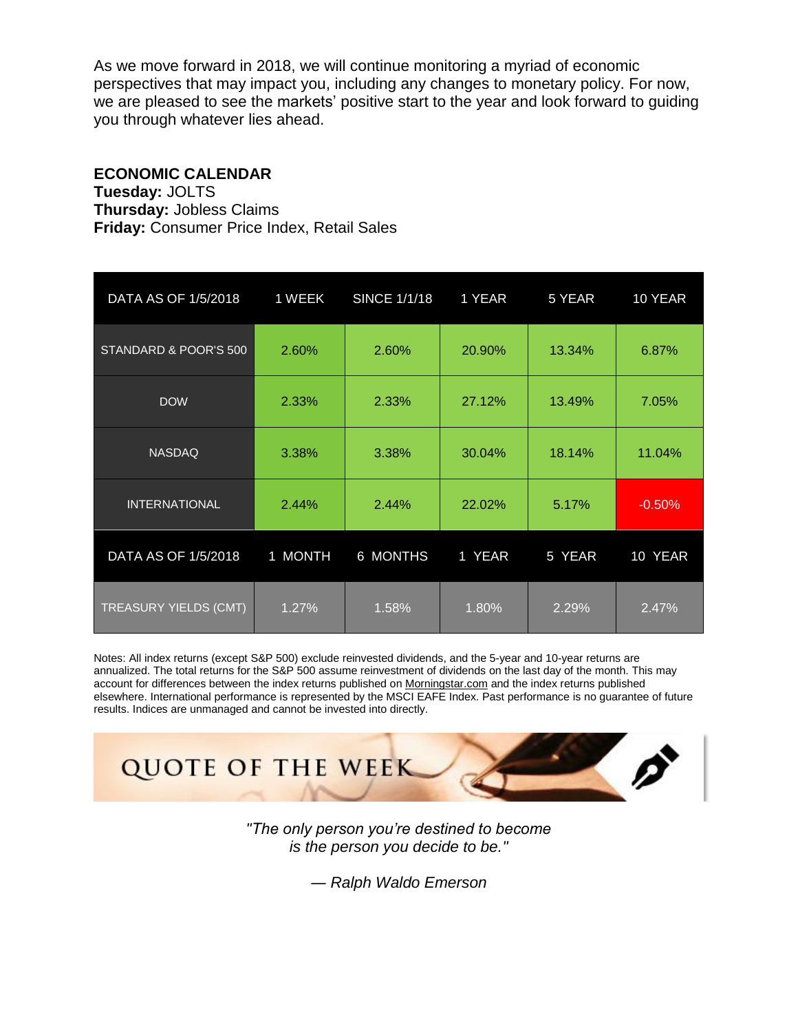As we move forward in 2018, we will continue monitoring a myriad of economic perspectives that may impact you, including any changes to monetary policy. For now, we are pleased to see the markets' positive start to the year and look forward to guiding you through whatever lies ahead.

**ECONOMIC CALENDAR**
**Tuesday:** JOLTS
**Thursday:** Jobless Claims
**Friday:** Consumer Price Index, Retail Sales

| DATA AS OF 1/5/2018 | 1 WEEK | SINCE 1/1/18 | 1 YEAR | 5 YEAR | 10 YEAR |
|---|---|---|---|---|---|
| STANDARD & POOR'S 500 | 2.60% | 2.60% | 20.90% | 13.34% | 6.87% |
| DOW | 2.33% | 2.33% | 27.12% | 13.49% | 7.05% |
| NASDAQ | 3.38% | 3.38% | 30.04% | 18.14% | 11.04% |
| INTERNATIONAL | 2.44% | 2.44% | 22.02% | 5.17% | -0.50% |
| **DATA AS OF 1/5/2018** | **1 MONTH** | **6 MONTHS** | **1 YEAR** | **5 YEAR** | **10 YEAR** |
| TREASURY YIELDS (CMT) | 1.27% | 1.58% | 1.80% | 2.29% | 2.47% |

Notes: All index returns (except S&P 500) exclude reinvested dividends, and the 5-year and 10-year returns are annualized. The total returns for the S&P 500 assume reinvestment of dividends on the last day of the month. This may account for differences between the index returns published on Morningstar.com and the index returns published elsewhere. International performance is represented by the MSCI EAFE Index. Past performance is no guarantee of future results. Indices are unmanaged and cannot be invested into directly.

## QUOTE OF THE WEEK

*"The only person you're destined to become is the person you decide to be."*

*— Ralph Waldo Emerson*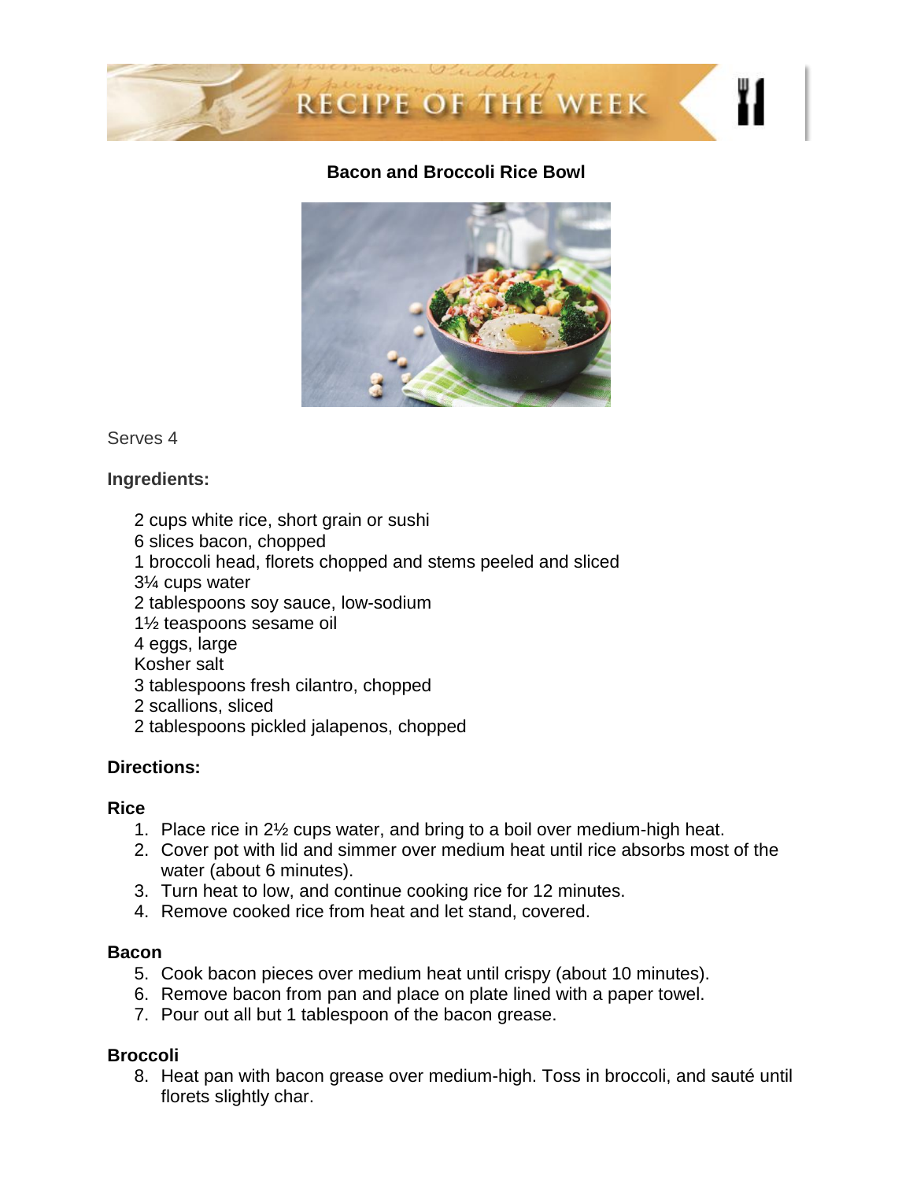# RECIPE OF THE WEEK

## Bacon and Broccoli Rice Bowl

Serves 4

**Ingredients:**

- 2 cups white rice, short grain or sushi
- 6 slices bacon, chopped
- 1 broccoli head, florets chopped and stems peeled and sliced
- 3¼ cups water
- 2 tablespoons soy sauce, low-sodium
- 1½ teaspoons sesame oil
- 4 eggs, large
- Kosher salt
- 3 tablespoons fresh cilantro, chopped
- 2 scallions, sliced
- 2 tablespoons pickled jalapenos, chopped

**Directions:**

**Rice**

1. Place rice in 2½ cups water, and bring to a boil over medium-high heat.
2. Cover pot with lid and simmer over medium heat until rice absorbs most of the water (about 6 minutes).
3. Turn heat to low, and continue cooking rice for 12 minutes.
4. Remove cooked rice from heat and let stand, covered.

**Bacon**

5. Cook bacon pieces over medium heat until crispy (about 10 minutes).
6. Remove bacon from pan and place on plate lined with a paper towel.
7. Pour out all but 1 tablespoon of the bacon grease.

**Broccoli**

8. Heat pan with bacon grease over medium-high. Toss in broccoli, and sauté until florets slightly char.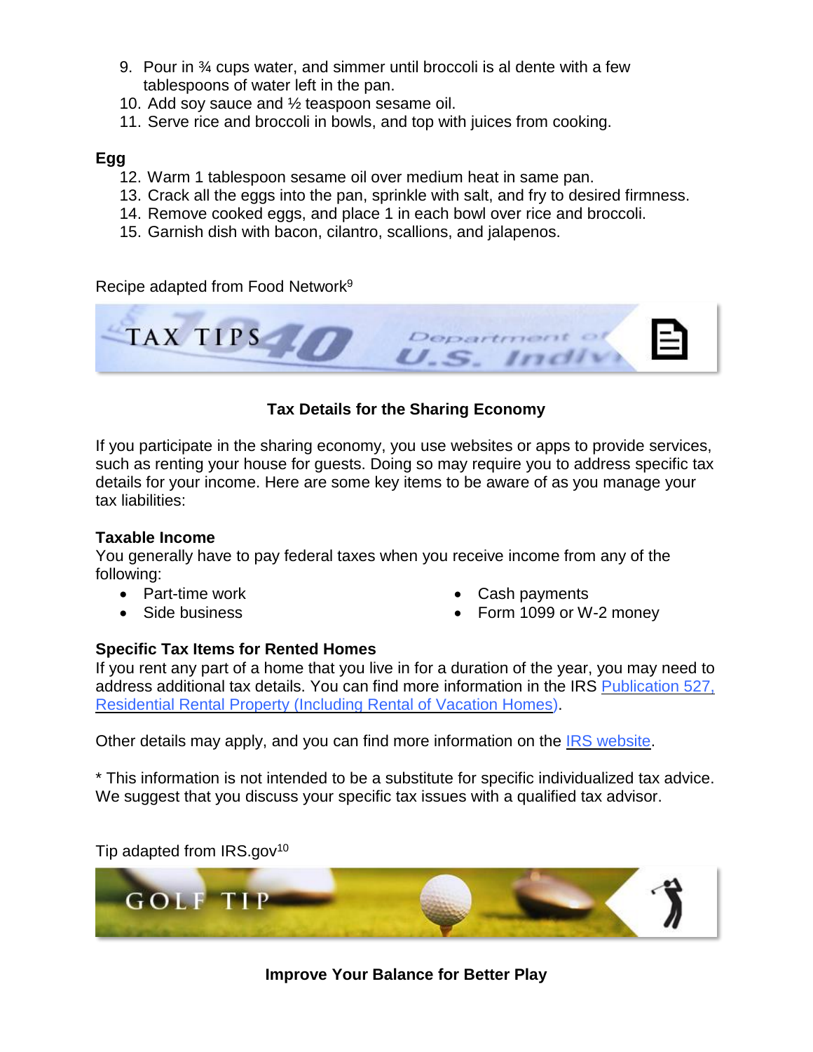9. Pour in ¾ cups water, and simmer until broccoli is al dente with a few tablespoons of water left in the pan.
10. Add soy sauce and ½ teaspoon sesame oil.
11. Serve rice and broccoli in bowls, and top with juices from cooking.

**Egg**

12. Warm 1 tablespoon sesame oil over medium heat in same pan.
13. Crack all the eggs into the pan, sprinkle with salt, and fry to desired firmness.
14. Remove cooked eggs, and place 1 in each bowl over rice and broccoli.
15. Garnish dish with bacon, cilantro, scallions, and jalapenos.

Recipe adapted from Food Network[9]

TAX TIPS

## Tax Details for the Sharing Economy

If you participate in the sharing economy, you use websites or apps to provide services, such as renting your house for guests. Doing so may require you to address specific tax details for your income. Here are some key items to be aware of as you manage your tax liabilities:

**Taxable Income**
You generally have to pay federal taxes when you receive income from any of the following:

- Part-time work
- Side business
- Cash payments
- Form 1099 or W-2 money

**Specific Tax Items for Rented Homes**
If you rent any part of a home that you live in for a duration of the year, you may need to address additional tax details. You can find more information in the IRS [Publication 527, Residential Rental Property (Including Rental of Vacation Homes)](Publication 527, Residential Rental Property (Including Rental of Vacation Homes)).

Other details may apply, and you can find more information on the [IRS website](IRS website).

* This information is not intended to be a substitute for specific individualized tax advice. We suggest that you discuss your specific tax issues with a qualified tax advisor.

Tip adapted from IRS.gov[10]

GOLF TIP

## Improve Your Balance for Better Play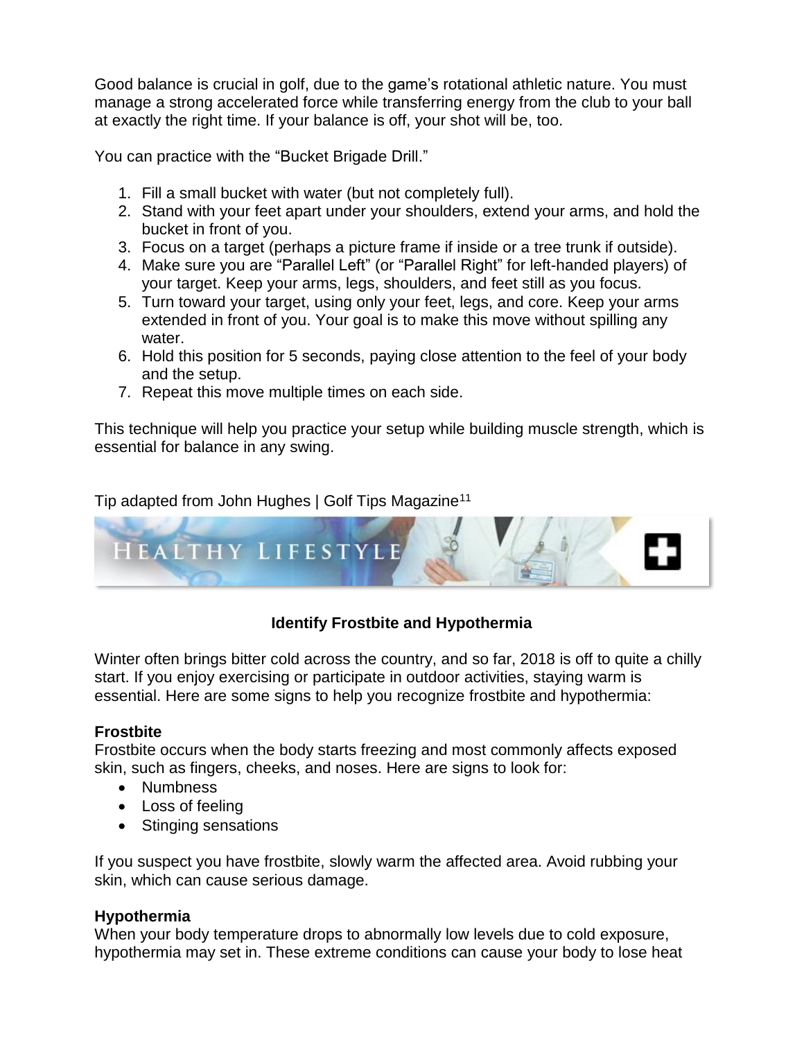Good balance is crucial in golf, due to the game's rotational athletic nature. You must manage a strong accelerated force while transferring energy from the club to your ball at exactly the right time. If your balance is off, your shot will be, too.

You can practice with the "Bucket Brigade Drill."

1. Fill a small bucket with water (but not completely full).
2. Stand with your feet apart under your shoulders, extend your arms, and hold the bucket in front of you.
3. Focus on a target (perhaps a picture frame if inside or a tree trunk if outside).
4. Make sure you are "Parallel Left" (or "Parallel Right" for left-handed players) of your target. Keep your arms, legs, shoulders, and feet still as you focus.
5. Turn toward your target, using only your feet, legs, and core. Keep your arms extended in front of you. Your goal is to make this move without spilling any water.
6. Hold this position for 5 seconds, paying close attention to the feel of your body and the setup.
7. Repeat this move multiple times on each side.

This technique will help you practice your setup while building muscle strength, which is essential for balance in any swing.

Tip adapted from John Hughes | Golf Tips Magazine[11]

HEALTHY LIFESTYLE

### Identify Frostbite and Hypothermia

Winter often brings bitter cold across the country, and so far, 2018 is off to quite a chilly start. If you enjoy exercising or participate in outdoor activities, staying warm is essential. Here are some signs to help you recognize frostbite and hypothermia:

**Frostbite**
Frostbite occurs when the body starts freezing and most commonly affects exposed skin, such as fingers, cheeks, and noses. Here are signs to look for:

- Numbness
- Loss of feeling
- Stinging sensations

If you suspect you have frostbite, slowly warm the affected area. Avoid rubbing your skin, which can cause serious damage.

**Hypothermia**
When your body temperature drops to abnormally low levels due to cold exposure, hypothermia may set in. These extreme conditions can cause your body to lose heat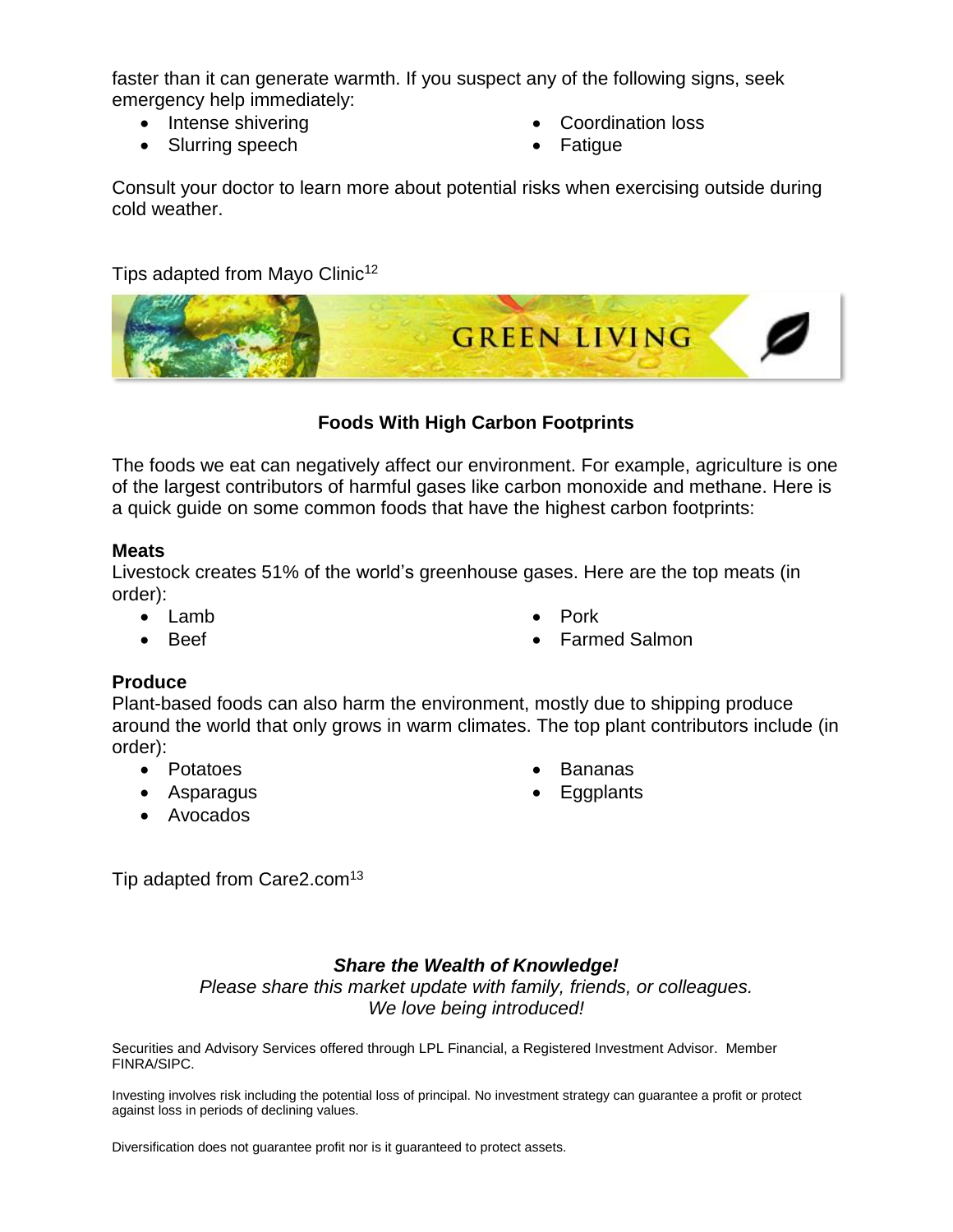faster than it can generate warmth. If you suspect any of the following signs, seek emergency help immediately:

- Intense shivering
- Slurring speech
- Coordination loss
- Fatigue

Consult your doctor to learn more about potential risks when exercising outside during cold weather.

Tips adapted from Mayo Clinic[12]

GREEN LIVING

### Foods With High Carbon Footprints

The foods we eat can negatively affect our environment. For example, agriculture is one of the largest contributors of harmful gases like carbon monoxide and methane. Here is a quick guide on some common foods that have the highest carbon footprints:

**Meats**

Livestock creates 51% of the world's greenhouse gases. Here are the top meats (in order):

- Lamb
- Beef
- Pork
- Farmed Salmon

**Produce**

Plant-based foods can also harm the environment, mostly due to shipping produce around the world that only grows in warm climates. The top plant contributors include (in order):

- Potatoes
- Asparagus
- Avocados
- Bananas
- Eggplants

Tip adapted from Care2.com[13]

***Share the Wealth of Knowledge!***

*Please share this market update with family, friends, or colleagues.*
*We love being introduced!*

Securities and Advisory Services offered through LPL Financial, a Registered Investment Advisor. Member FINRA/SIPC.

Investing involves risk including the potential loss of principal. No investment strategy can guarantee a profit or protect against loss in periods of declining values.

Diversification does not guarantee profit nor is it guaranteed to protect assets.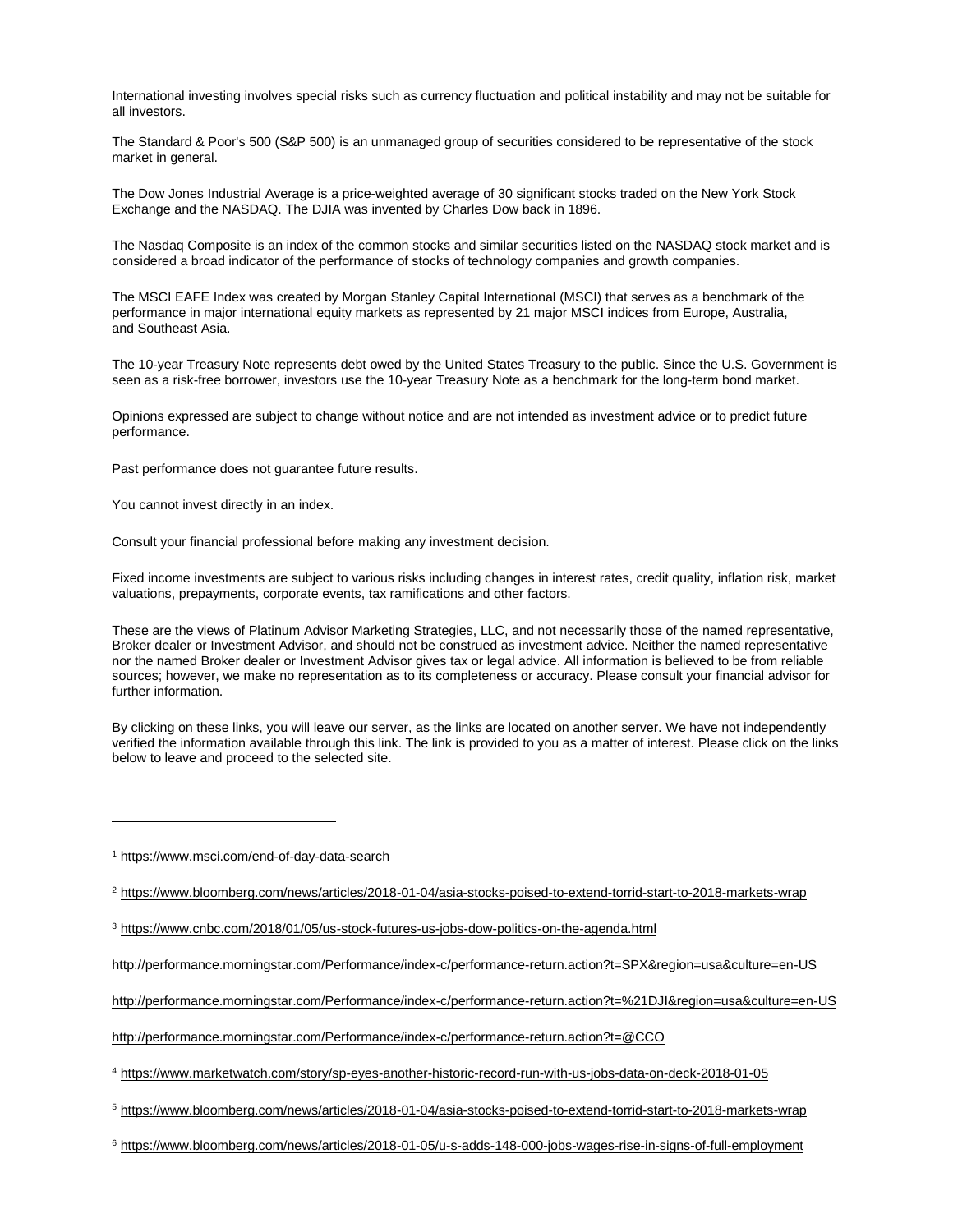International investing involves special risks such as currency fluctuation and political instability and may not be suitable for all investors.

The Standard & Poor's 500 (S&P 500) is an unmanaged group of securities considered to be representative of the stock market in general.

The Dow Jones Industrial Average is a price-weighted average of 30 significant stocks traded on the New York Stock Exchange and the NASDAQ. The DJIA was invented by Charles Dow back in 1896.

The Nasdaq Composite is an index of the common stocks and similar securities listed on the NASDAQ stock market and is considered a broad indicator of the performance of stocks of technology companies and growth companies.

The MSCI EAFE Index was created by Morgan Stanley Capital International (MSCI) that serves as a benchmark of the performance in major international equity markets as represented by 21 major MSCI indices from Europe, Australia, and Southeast Asia.

The 10-year Treasury Note represents debt owed by the United States Treasury to the public. Since the U.S. Government is seen as a risk-free borrower, investors use the 10-year Treasury Note as a benchmark for the long-term bond market.

Opinions expressed are subject to change without notice and are not intended as investment advice or to predict future performance.

Past performance does not guarantee future results.

You cannot invest directly in an index.

Consult your financial professional before making any investment decision.

Fixed income investments are subject to various risks including changes in interest rates, credit quality, inflation risk, market valuations, prepayments, corporate events, tax ramifications and other factors.

These are the views of Platinum Advisor Marketing Strategies, LLC, and not necessarily those of the named representative, Broker dealer or Investment Advisor, and should not be construed as investment advice. Neither the named representative nor the named Broker dealer or Investment Advisor gives tax or legal advice. All information is believed to be from reliable sources; however, we make no representation as to its completeness or accuracy. Please consult your financial advisor for further information.

By clicking on these links, you will leave our server, as the links are located on another server. We have not independently verified the information available through this link. The link is provided to you as a matter of interest. Please click on the links below to leave and proceed to the selected site.

---

[1] https://www.msci.com/end-of-day-data-search

[2] https://www.bloomberg.com/news/articles/2018-01-04/asia-stocks-poised-to-extend-torrid-start-to-2018-markets-wrap

[3] https://www.cnbc.com/2018/01/05/us-stock-futures-us-jobs-dow-politics-on-the-agenda.html

http://performance.morningstar.com/Performance/index-c/performance-return.action?t=SPX&region=usa&culture=en-US

http://performance.morningstar.com/Performance/index-c/performance-return.action?t=%21DJI&region=usa&culture=en-US

http://performance.morningstar.com/Performance/index-c/performance-return.action?t=@CCO

[4] https://www.marketwatch.com/story/sp-eyes-another-historic-record-run-with-us-jobs-data-on-deck-2018-01-05

[5] https://www.bloomberg.com/news/articles/2018-01-04/asia-stocks-poised-to-extend-torrid-start-to-2018-markets-wrap

[6] https://www.bloomberg.com/news/articles/2018-01-05/u-s-adds-148-000-jobs-wages-rise-in-signs-of-full-employment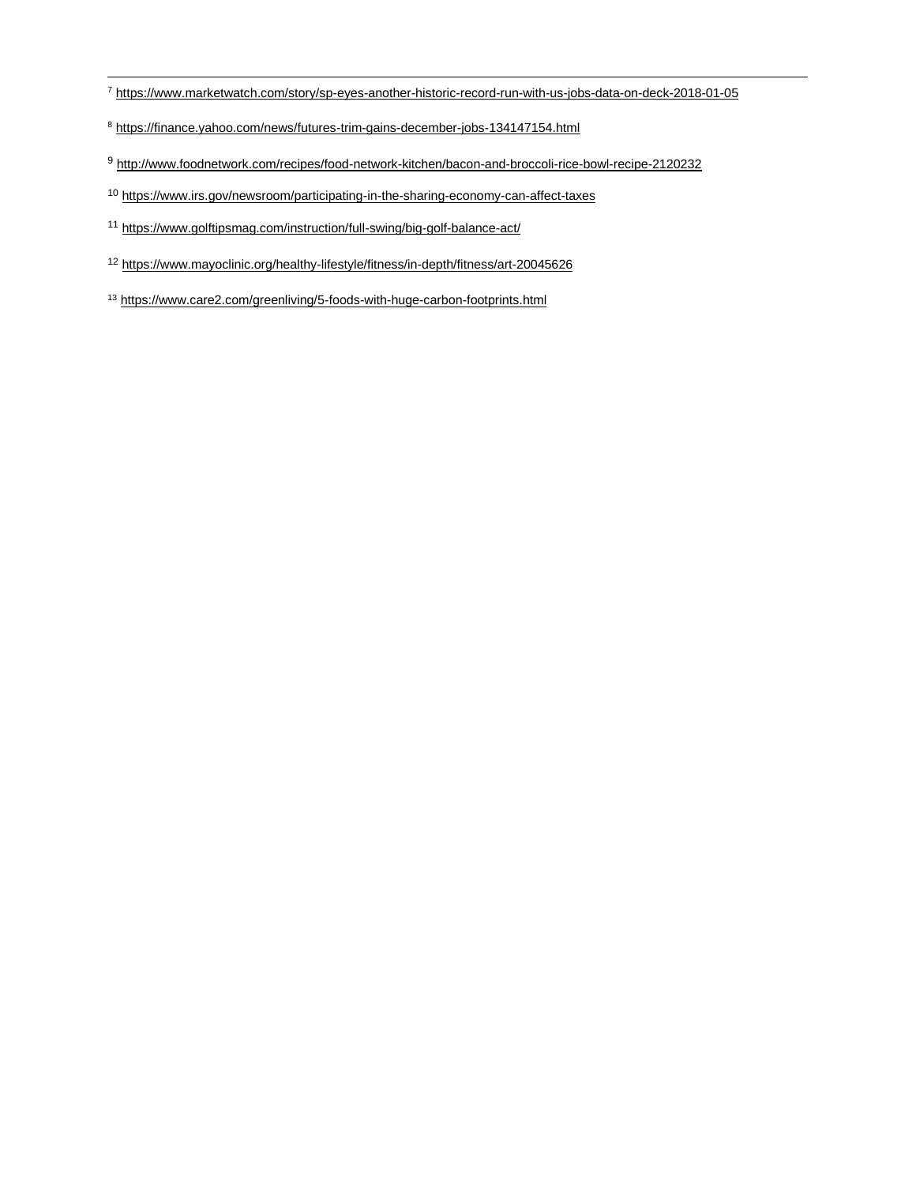[7] https://www.marketwatch.com/story/sp-eyes-another-historic-record-run-with-us-jobs-data-on-deck-2018-01-05

[8] https://finance.yahoo.com/news/futures-trim-gains-december-jobs-134147154.html

[9] http://www.foodnetwork.com/recipes/food-network-kitchen/bacon-and-broccoli-rice-bowl-recipe-2120232

[10] https://www.irs.gov/newsroom/participating-in-the-sharing-economy-can-affect-taxes

[11] https://www.golftipsmag.com/instruction/full-swing/big-golf-balance-act/

[12] https://www.mayoclinic.org/healthy-lifestyle/fitness/in-depth/fitness/art-20045626

[13] https://www.care2.com/greenliving/5-foods-with-huge-carbon-footprints.html